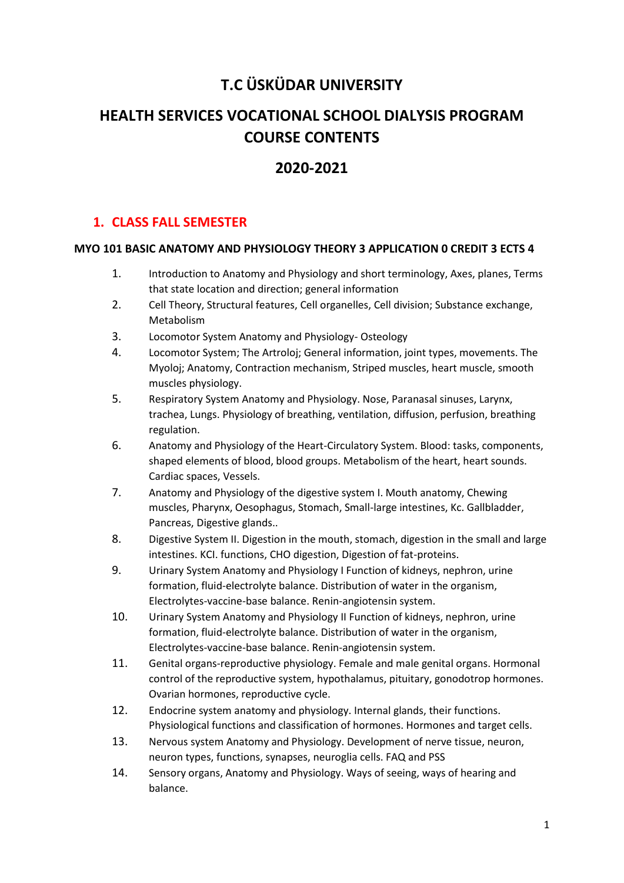# T.C ÜSKÜDAR UNIVERSITY

# HEALTH SERVICES VOCATIONAL SCHOOL DIALYSIS PROGRAM COURSE CONTENTS

# 2020-2021

## 1. CLASS FALL SEMESTER

### MYO 101 BASIC ANATOMY AND PHYSIOLOGY THEORY 3 APPLICATION 0 CREDIT 3 ECTS 4

1. Introduction to Anatomy and Physiology and short terminology, Axes, planes, Terms that state location and direction; general information
2. Cell Theory, Structural features, Cell organelles, Cell division; Substance exchange, Metabolism
3. Locomotor System Anatomy and Physiology- Osteology
4. Locomotor System; The Artroloj; General information, joint types, movements. The Myoloj; Anatomy, Contraction mechanism, Striped muscles, heart muscle, smooth muscles physiology.
5. Respiratory System Anatomy and Physiology. Nose, Paranasal sinuses, Larynx, trachea, Lungs. Physiology of breathing, ventilation, diffusion, perfusion, breathing regulation.
6. Anatomy and Physiology of the Heart-Circulatory System. Blood: tasks, components, shaped elements of blood, blood groups. Metabolism of the heart, heart sounds. Cardiac spaces, Vessels.
7. Anatomy and Physiology of the digestive system I. Mouth anatomy, Chewing muscles, Pharynx, Oesophagus, Stomach, Small-large intestines, Kc. Gallbladder, Pancreas, Digestive glands..
8. Digestive System II. Digestion in the mouth, stomach, digestion in the small and large intestines. KCI. functions, CHO digestion, Digestion of fat-proteins.
9. Urinary System Anatomy and Physiology I Function of kidneys, nephron, urine formation, fluid-electrolyte balance. Distribution of water in the organism, Electrolytes-vaccine-base balance. Renin-angiotensin system.
10. Urinary System Anatomy and Physiology II Function of kidneys, nephron, urine formation, fluid-electrolyte balance. Distribution of water in the organism, Electrolytes-vaccine-base balance. Renin-angiotensin system.
11. Genital organs-reproductive physiology. Female and male genital organs. Hormonal control of the reproductive system, hypothalamus, pituitary, gonodotrop hormones. Ovarian hormones, reproductive cycle.
12. Endocrine system anatomy and physiology. Internal glands, their functions. Physiological functions and classification of hormones. Hormones and target cells.
13. Nervous system Anatomy and Physiology. Development of nerve tissue, neuron, neuron types, functions, synapses, neuroglia cells. FAQ and PSS
14. Sensory organs, Anatomy and Physiology. Ways of seeing, ways of hearing and balance.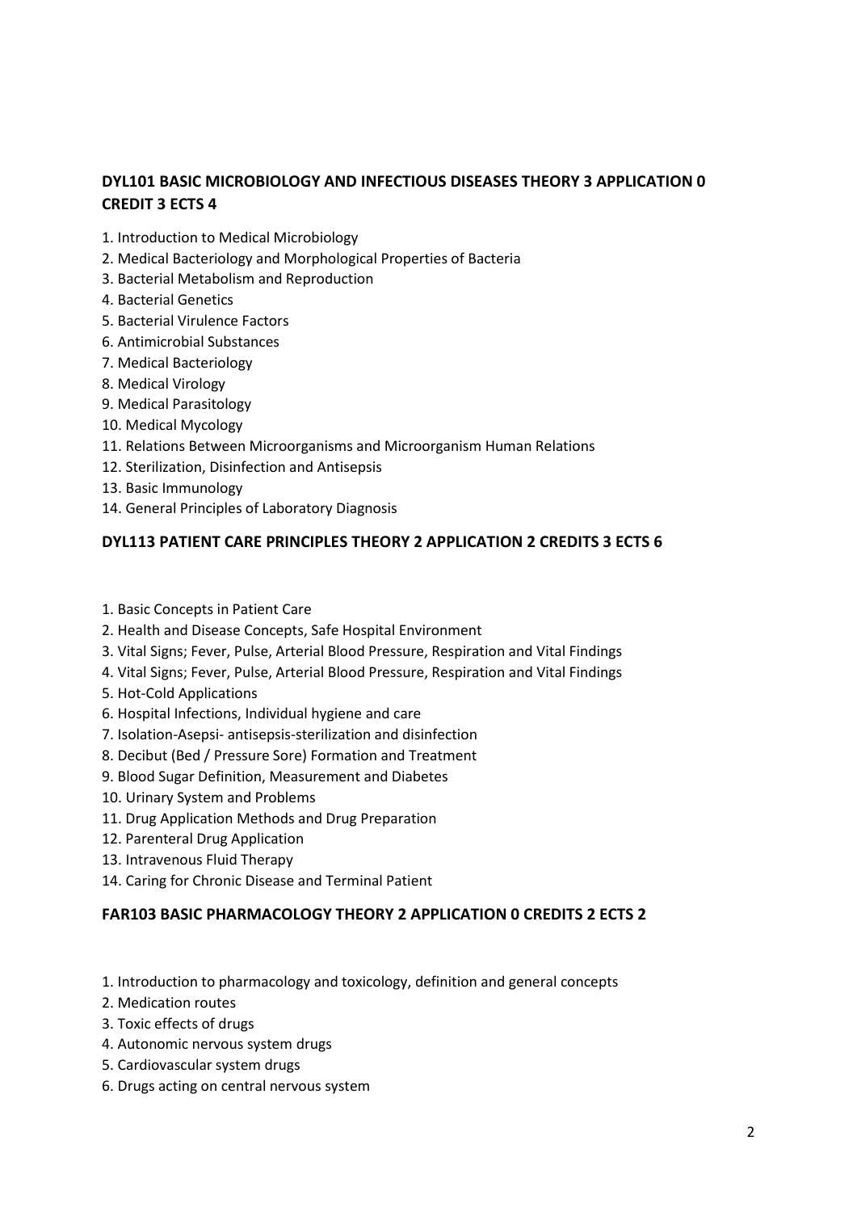## DYL101 BASIC MICROBIOLOGY AND INFECTIOUS DISEASES THEORY 3 APPLICATION 0 CREDIT 3 ECTS 4

1. Introduction to Medical Microbiology
2. Medical Bacteriology and Morphological Properties of Bacteria
3. Bacterial Metabolism and Reproduction
4. Bacterial Genetics
5. Bacterial Virulence Factors
6. Antimicrobial Substances
7. Medical Bacteriology
8. Medical Virology
9. Medical Parasitology
10. Medical Mycology
11. Relations Between Microorganisms and Microorganism Human Relations
12. Sterilization, Disinfection and Antisepsis
13. Basic Immunology
14. General Principles of Laboratory Diagnosis

## DYL113 PATIENT CARE PRINCIPLES THEORY 2 APPLICATION 2 CREDITS 3 ECTS 6

1. Basic Concepts in Patient Care
2. Health and Disease Concepts, Safe Hospital Environment
3. Vital Signs; Fever, Pulse, Arterial Blood Pressure, Respiration and Vital Findings
4. Vital Signs; Fever, Pulse, Arterial Blood Pressure, Respiration and Vital Findings
5. Hot-Cold Applications
6. Hospital Infections, Individual hygiene and care
7. Isolation-Asepsi- antisepsis-sterilization and disinfection
8. Decibut (Bed / Pressure Sore) Formation and Treatment
9. Blood Sugar Definition, Measurement and Diabetes
10. Urinary System and Problems
11. Drug Application Methods and Drug Preparation
12. Parenteral Drug Application
13. Intravenous Fluid Therapy
14. Caring for Chronic Disease and Terminal Patient

## FAR103 BASIC PHARMACOLOGY THEORY 2 APPLICATION 0 CREDITS 2 ECTS 2

1. Introduction to pharmacology and toxicology, definition and general concepts
2. Medication routes
3. Toxic effects of drugs
4. Autonomic nervous system drugs
5. Cardiovascular system drugs
6. Drugs acting on central nervous system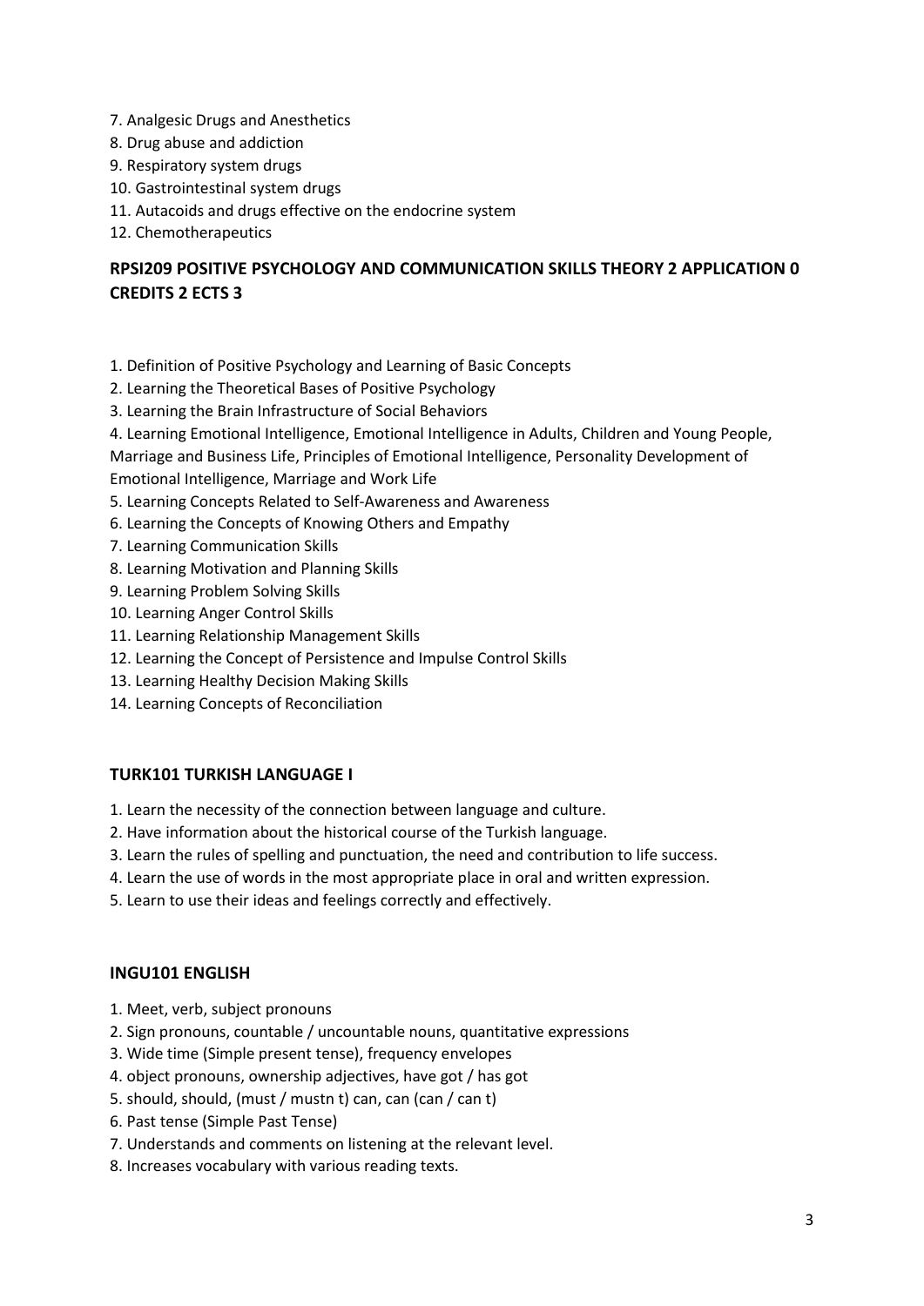7. Analgesic Drugs and Anesthetics
8. Drug abuse and addiction
9. Respiratory system drugs
10. Gastrointestinal system drugs
11. Autacoids and drugs effective on the endocrine system
12. Chemotherapeutics

## RPSI209 POSITIVE PSYCHOLOGY AND COMMUNICATION SKILLS THEORY 2 APPLICATION 0 CREDITS 2 ECTS 3

1. Definition of Positive Psychology and Learning of Basic Concepts
2. Learning the Theoretical Bases of Positive Psychology
3. Learning the Brain Infrastructure of Social Behaviors
4. Learning Emotional Intelligence, Emotional Intelligence in Adults, Children and Young People, Marriage and Business Life, Principles of Emotional Intelligence, Personality Development of Emotional Intelligence, Marriage and Work Life
5. Learning Concepts Related to Self-Awareness and Awareness
6. Learning the Concepts of Knowing Others and Empathy
7. Learning Communication Skills
8. Learning Motivation and Planning Skills
9. Learning Problem Solving Skills
10. Learning Anger Control Skills
11. Learning Relationship Management Skills
12. Learning the Concept of Persistence and Impulse Control Skills
13. Learning Healthy Decision Making Skills
14. Learning Concepts of Reconciliation

## TURK101 TURKISH LANGUAGE I

1. Learn the necessity of the connection between language and culture.
2. Have information about the historical course of the Turkish language.
3. Learn the rules of spelling and punctuation, the need and contribution to life success.
4. Learn the use of words in the most appropriate place in oral and written expression.
5. Learn to use their ideas and feelings correctly and effectively.

## INGU101 ENGLISH

1. Meet, verb, subject pronouns
2. Sign pronouns, countable / uncountable nouns, quantitative expressions
3. Wide time (Simple present tense), frequency envelopes
4. object pronouns, ownership adjectives, have got / has got
5. should, should, (must / mustn t) can, can (can / can t)
6. Past tense (Simple Past Tense)
7. Understands and comments on listening at the relevant level.
8. Increases vocabulary with various reading texts.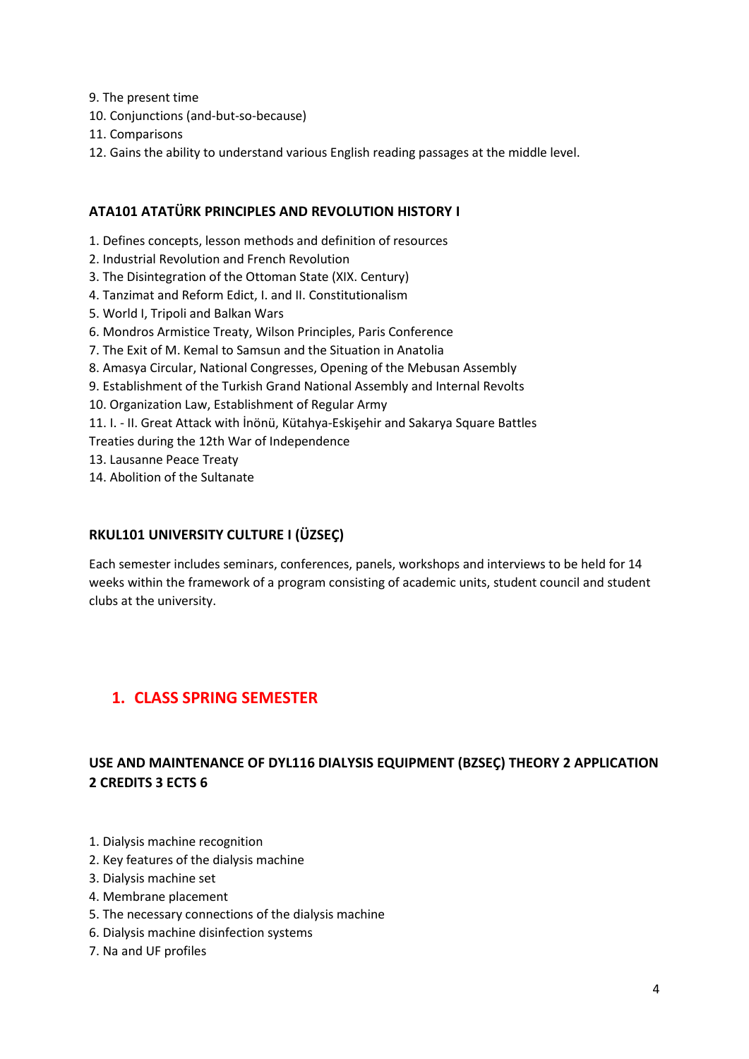9. The present time
10. Conjunctions (and-but-so-because)
11. Comparisons
12. Gains the ability to understand various English reading passages at the middle level.

### ATA101 ATATÜRK PRINCIPLES AND REVOLUTION HISTORY I

1. Defines concepts, lesson methods and definition of resources
2. Industrial Revolution and French Revolution
3. The Disintegration of the Ottoman State (XIX. Century)
4. Tanzimat and Reform Edict, I. and II. Constitutionalism
5. World I, Tripoli and Balkan Wars
6. Mondros Armistice Treaty, Wilson Principles, Paris Conference
7. The Exit of M. Kemal to Samsun and the Situation in Anatolia
8. Amasya Circular, National Congresses, Opening of the Mebusan Assembly
9. Establishment of the Turkish Grand National Assembly and Internal Revolts
10. Organization Law, Establishment of Regular Army
11. I. - II. Great Attack with İnönü, Kütahya-Eskişehir and Sakarya Square Battles

Treaties during the 12th War of Independence

13. Lausanne Peace Treaty
14. Abolition of the Sultanate

### RKUL101 UNIVERSITY CULTURE I (ÜZSEÇ)

Each semester includes seminars, conferences, panels, workshops and interviews to be held for 14 weeks within the framework of a program consisting of academic units, student council and student clubs at the university.

## 1. CLASS SPRING SEMESTER

### USE AND MAINTENANCE OF DYL116 DIALYSIS EQUIPMENT (BZSEÇ) THEORY 2 APPLICATION 2 CREDITS 3 ECTS 6

1. Dialysis machine recognition
2. Key features of the dialysis machine
3. Dialysis machine set
4. Membrane placement
5. The necessary connections of the dialysis machine
6. Dialysis machine disinfection systems
7. Na and UF profiles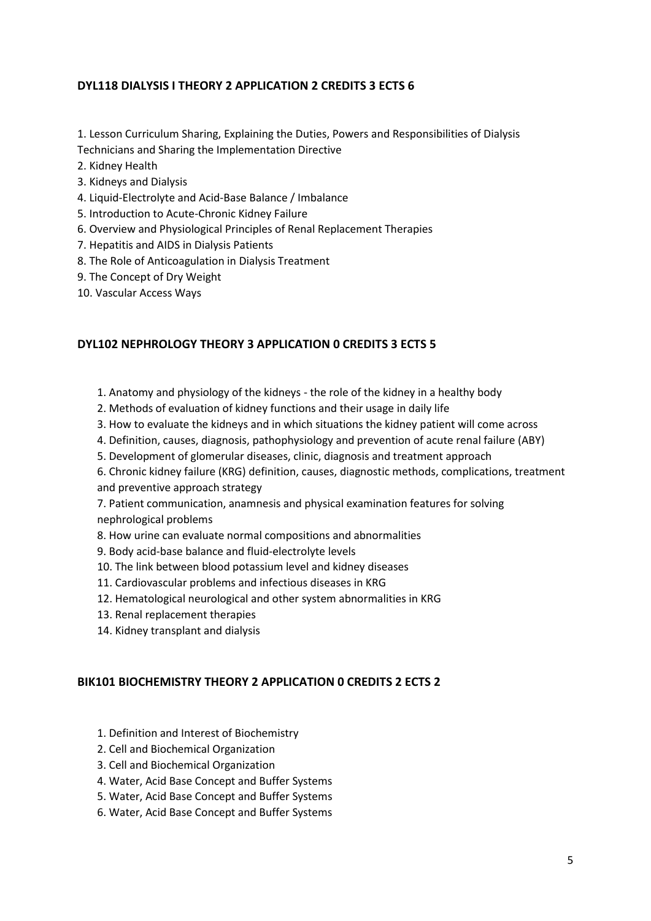### DYL118 DIALYSIS I THEORY 2 APPLICATION 2 CREDITS 3 ECTS 6

1. Lesson Curriculum Sharing, Explaining the Duties, Powers and Responsibilities of Dialysis Technicians and Sharing the Implementation Directive
2. Kidney Health
3. Kidneys and Dialysis
4. Liquid-Electrolyte and Acid-Base Balance / Imbalance
5. Introduction to Acute-Chronic Kidney Failure
6. Overview and Physiological Principles of Renal Replacement Therapies
7. Hepatitis and AIDS in Dialysis Patients
8. The Role of Anticoagulation in Dialysis Treatment
9. The Concept of Dry Weight
10. Vascular Access Ways

### DYL102 NEPHROLOGY THEORY 3 APPLICATION 0 CREDITS 3 ECTS 5

1. Anatomy and physiology of the kidneys - the role of the kidney in a healthy body
2. Methods of evaluation of kidney functions and their usage in daily life
3. How to evaluate the kidneys and in which situations the kidney patient will come across
4. Definition, causes, diagnosis, pathophysiology and prevention of acute renal failure (ABY)
5. Development of glomerular diseases, clinic, diagnosis and treatment approach
6. Chronic kidney failure (KRG) definition, causes, diagnostic methods, complications, treatment and preventive approach strategy
7. Patient communication, anamnesis and physical examination features for solving nephrological problems
8. How urine can evaluate normal compositions and abnormalities
9. Body acid-base balance and fluid-electrolyte levels
10. The link between blood potassium level and kidney diseases
11. Cardiovascular problems and infectious diseases in KRG
12. Hematological neurological and other system abnormalities in KRG
13. Renal replacement therapies
14. Kidney transplant and dialysis

### BIK101 BIOCHEMISTRY THEORY 2 APPLICATION 0 CREDITS 2 ECTS 2

1. Definition and Interest of Biochemistry
2. Cell and Biochemical Organization
3. Cell and Biochemical Organization
4. Water, Acid Base Concept and Buffer Systems
5. Water, Acid Base Concept and Buffer Systems
6. Water, Acid Base Concept and Buffer Systems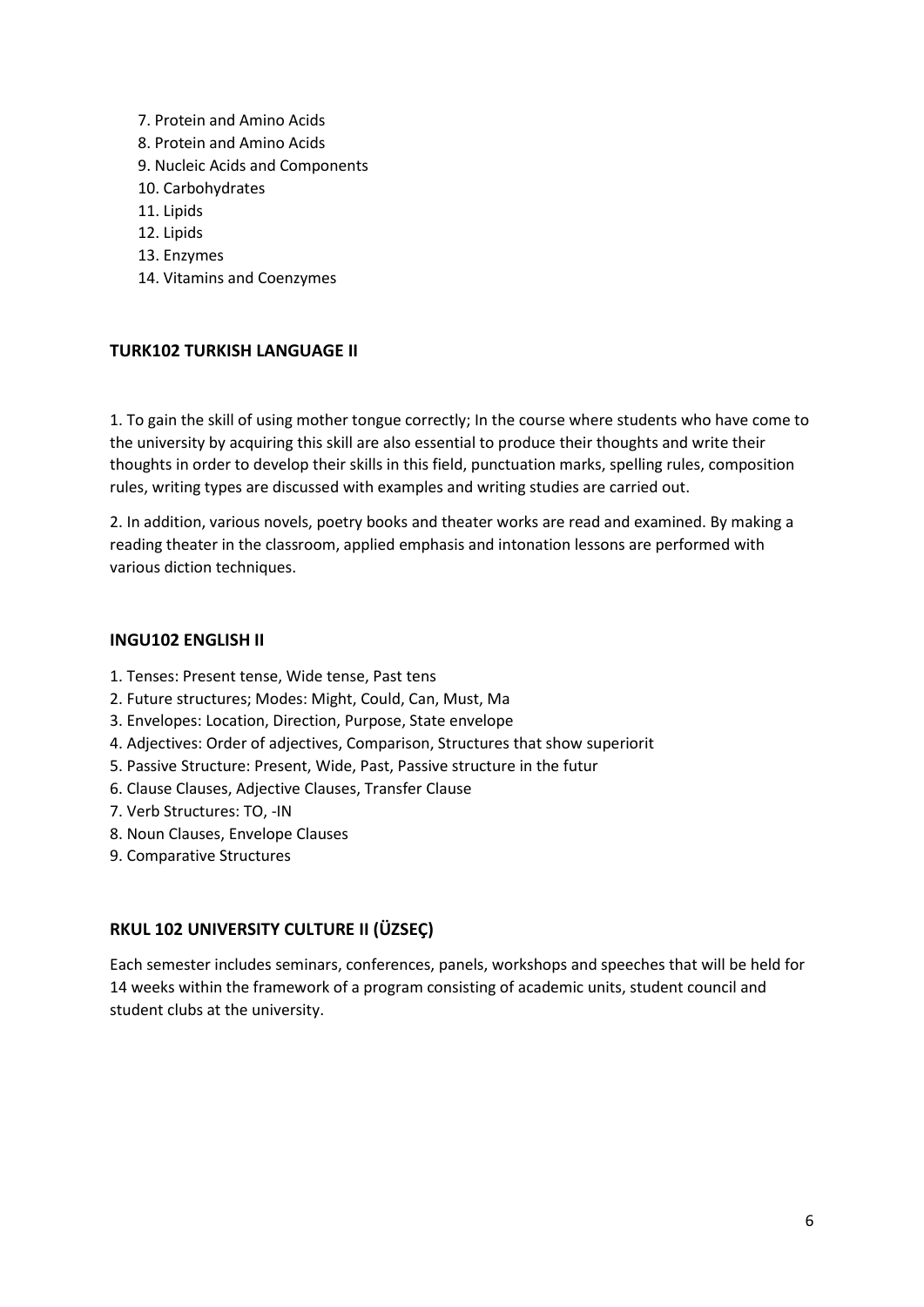7. Protein and Amino Acids
8. Protein and Amino Acids
9. Nucleic Acids and Components
10. Carbohydrates
11. Lipids
12. Lipids
13. Enzymes
14. Vitamins and Coenzymes

## TURK102 TURKISH LANGUAGE II

1. To gain the skill of using mother tongue correctly; In the course where students who have come to the university by acquiring this skill are also essential to produce their thoughts and write their thoughts in order to develop their skills in this field, punctuation marks, spelling rules, composition rules, writing types are discussed with examples and writing studies are carried out.

2. In addition, various novels, poetry books and theater works are read and examined. By making a reading theater in the classroom, applied emphasis and intonation lessons are performed with various diction techniques.

## INGU102 ENGLISH II

1. Tenses: Present tense, Wide tense, Past tens
2. Future structures; Modes: Might, Could, Can, Must, Ma
3. Envelopes: Location, Direction, Purpose, State envelope
4. Adjectives: Order of adjectives, Comparison, Structures that show superiorit
5. Passive Structure: Present, Wide, Past, Passive structure in the futur
6. Clause Clauses, Adjective Clauses, Transfer Clause
7. Verb Structures: TO, -IN
8. Noun Clauses, Envelope Clauses
9. Comparative Structures

## RKUL 102 UNIVERSITY CULTURE II (ÜZSEÇ)

Each semester includes seminars, conferences, panels, workshops and speeches that will be held for 14 weeks within the framework of a program consisting of academic units, student council and student clubs at the university.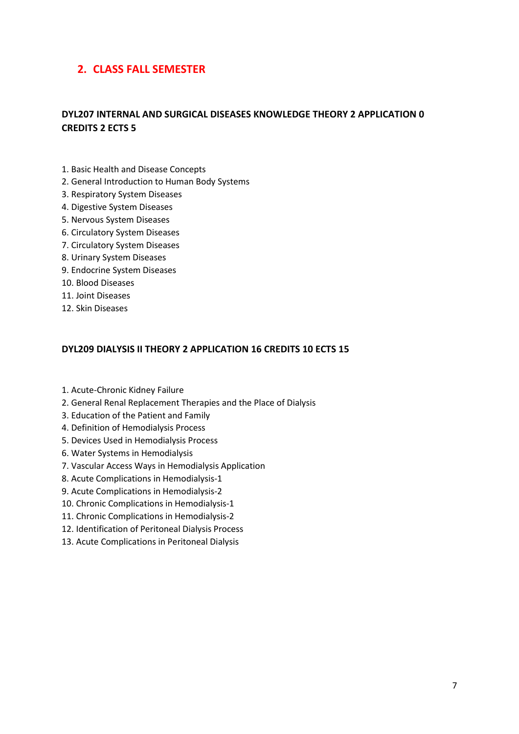## 2. CLASS FALL SEMESTER

**DYL207 INTERNAL AND SURGICAL DISEASES KNOWLEDGE THEORY 2 APPLICATION 0 CREDITS 2 ECTS 5**

1. Basic Health and Disease Concepts
2. General Introduction to Human Body Systems
3. Respiratory System Diseases
4. Digestive System Diseases
5. Nervous System Diseases
6. Circulatory System Diseases
7. Circulatory System Diseases
8. Urinary System Diseases
9. Endocrine System Diseases
10. Blood Diseases
11. Joint Diseases
12. Skin Diseases

**DYL209 DIALYSIS II THEORY 2 APPLICATION 16 CREDITS 10 ECTS 15**

1. Acute-Chronic Kidney Failure
2. General Renal Replacement Therapies and the Place of Dialysis
3. Education of the Patient and Family
4. Definition of Hemodialysis Process
5. Devices Used in Hemodialysis Process
6. Water Systems in Hemodialysis
7. Vascular Access Ways in Hemodialysis Application
8. Acute Complications in Hemodialysis-1
9. Acute Complications in Hemodialysis-2
10. Chronic Complications in Hemodialysis-1
11. Chronic Complications in Hemodialysis-2
12. Identification of Peritoneal Dialysis Process
13. Acute Complications in Peritoneal Dialysis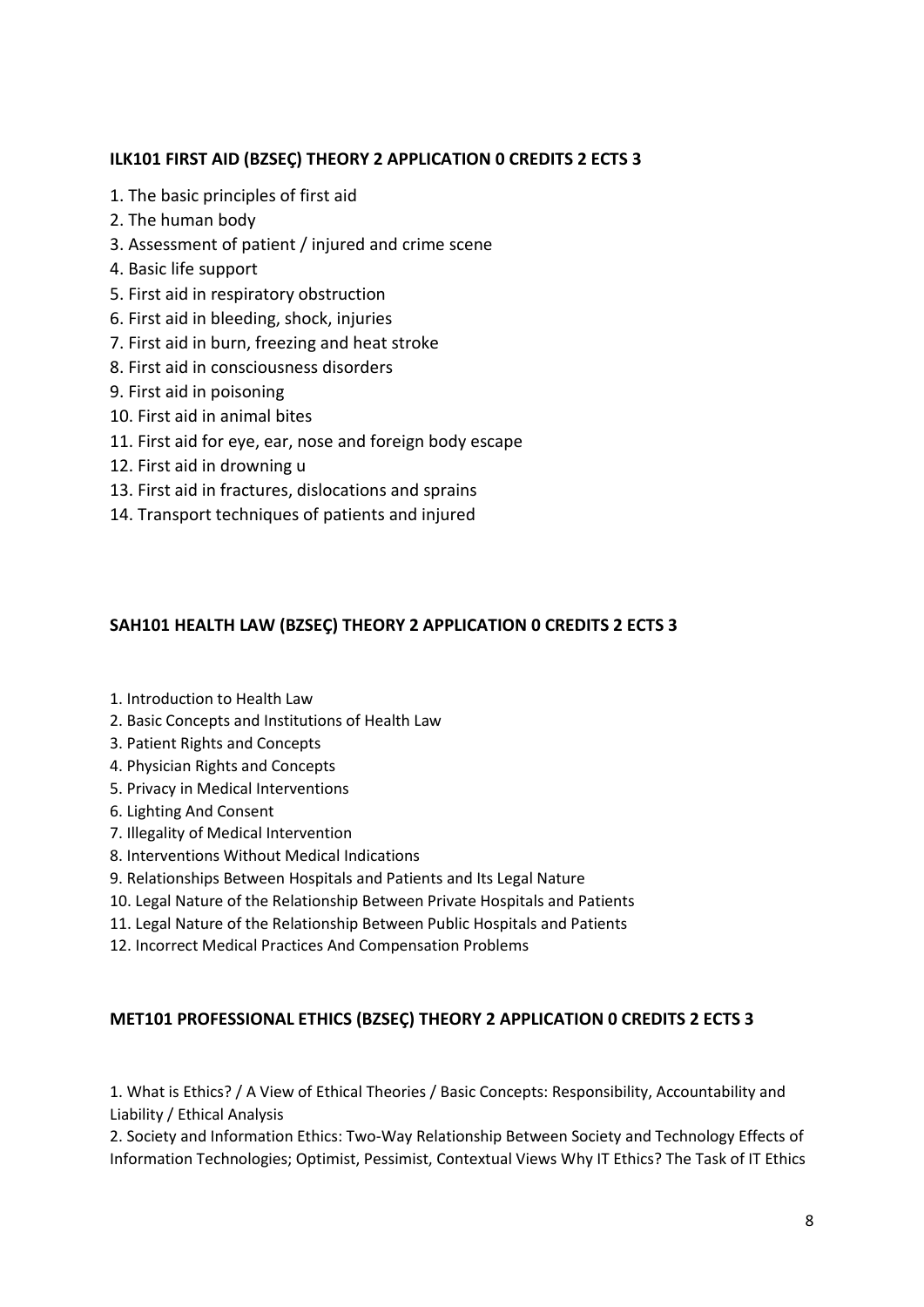**ILK101 FIRST AID (BZSEÇ) THEORY 2 APPLICATION 0 CREDITS 2 ECTS 3**

1. The basic principles of first aid
2. The human body
3. Assessment of patient / injured and crime scene
4. Basic life support
5. First aid in respiratory obstruction
6. First aid in bleeding, shock, injuries
7. First aid in burn, freezing and heat stroke
8. First aid in consciousness disorders
9. First aid in poisoning
10. First aid in animal bites
11. First aid for eye, ear, nose and foreign body escape
12. First aid in drowning u
13. First aid in fractures, dislocations and sprains
14. Transport techniques of patients and injured

**SAH101 HEALTH LAW (BZSEÇ) THEORY 2 APPLICATION 0 CREDITS 2 ECTS 3**

1. Introduction to Health Law
2. Basic Concepts and Institutions of Health Law
3. Patient Rights and Concepts
4. Physician Rights and Concepts
5. Privacy in Medical Interventions
6. Lighting And Consent
7. Illegality of Medical Intervention
8. Interventions Without Medical Indications
9. Relationships Between Hospitals and Patients and Its Legal Nature
10. Legal Nature of the Relationship Between Private Hospitals and Patients
11. Legal Nature of the Relationship Between Public Hospitals and Patients
12. Incorrect Medical Practices And Compensation Problems

**MET101 PROFESSIONAL ETHICS (BZSEÇ) THEORY 2 APPLICATION 0 CREDITS 2 ECTS 3**

1. What is Ethics? / A View of Ethical Theories / Basic Concepts: Responsibility, Accountability and Liability / Ethical Analysis
2. Society and Information Ethics: Two-Way Relationship Between Society and Technology Effects of Information Technologies; Optimist, Pessimist, Contextual Views Why IT Ethics? The Task of IT Ethics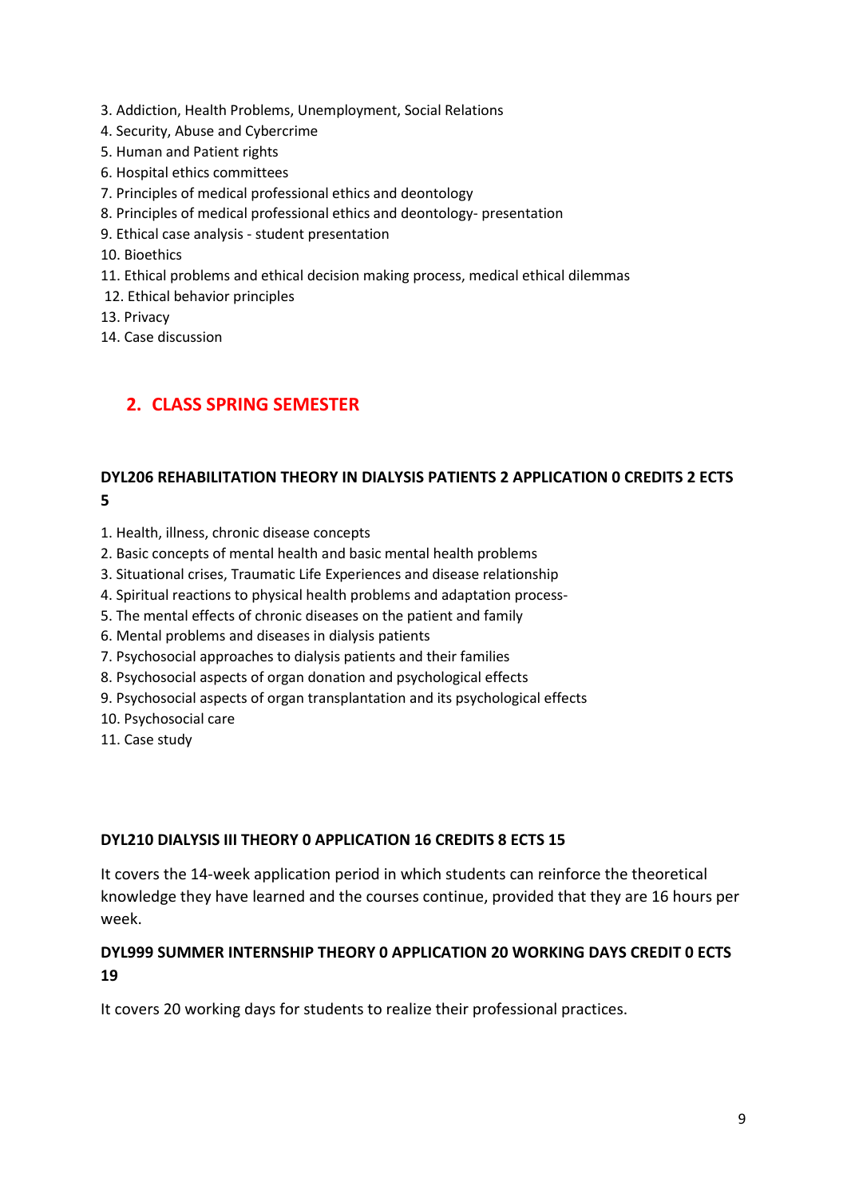3. Addiction, Health Problems, Unemployment, Social Relations
4. Security, Abuse and Cybercrime
5. Human and Patient rights
6. Hospital ethics committees
7. Principles of medical professional ethics and deontology
8. Principles of medical professional ethics and deontology- presentation
9. Ethical case analysis - student presentation
10. Bioethics
11. Ethical problems and ethical decision making process, medical ethical dilemmas
12. Ethical behavior principles
13. Privacy
14. Case discussion

## 2. CLASS SPRING SEMESTER

**DYL206 REHABILITATION THEORY IN DIALYSIS PATIENTS 2 APPLICATION 0 CREDITS 2 ECTS 5**

1. Health, illness, chronic disease concepts
2. Basic concepts of mental health and basic mental health problems
3. Situational crises, Traumatic Life Experiences and disease relationship
4. Spiritual reactions to physical health problems and adaptation process-
5. The mental effects of chronic diseases on the patient and family
6. Mental problems and diseases in dialysis patients
7. Psychosocial approaches to dialysis patients and their families
8. Psychosocial aspects of organ donation and psychological effects
9. Psychosocial aspects of organ transplantation and its psychological effects
10. Psychosocial care
11. Case study

**DYL210 DIALYSIS III THEORY 0 APPLICATION 16 CREDITS 8 ECTS 15**

It covers the 14-week application period in which students can reinforce the theoretical knowledge they have learned and the courses continue, provided that they are 16 hours per week.

**DYL999 SUMMER INTERNSHIP THEORY 0 APPLICATION 20 WORKING DAYS CREDIT 0 ECTS 19**

It covers 20 working days for students to realize their professional practices.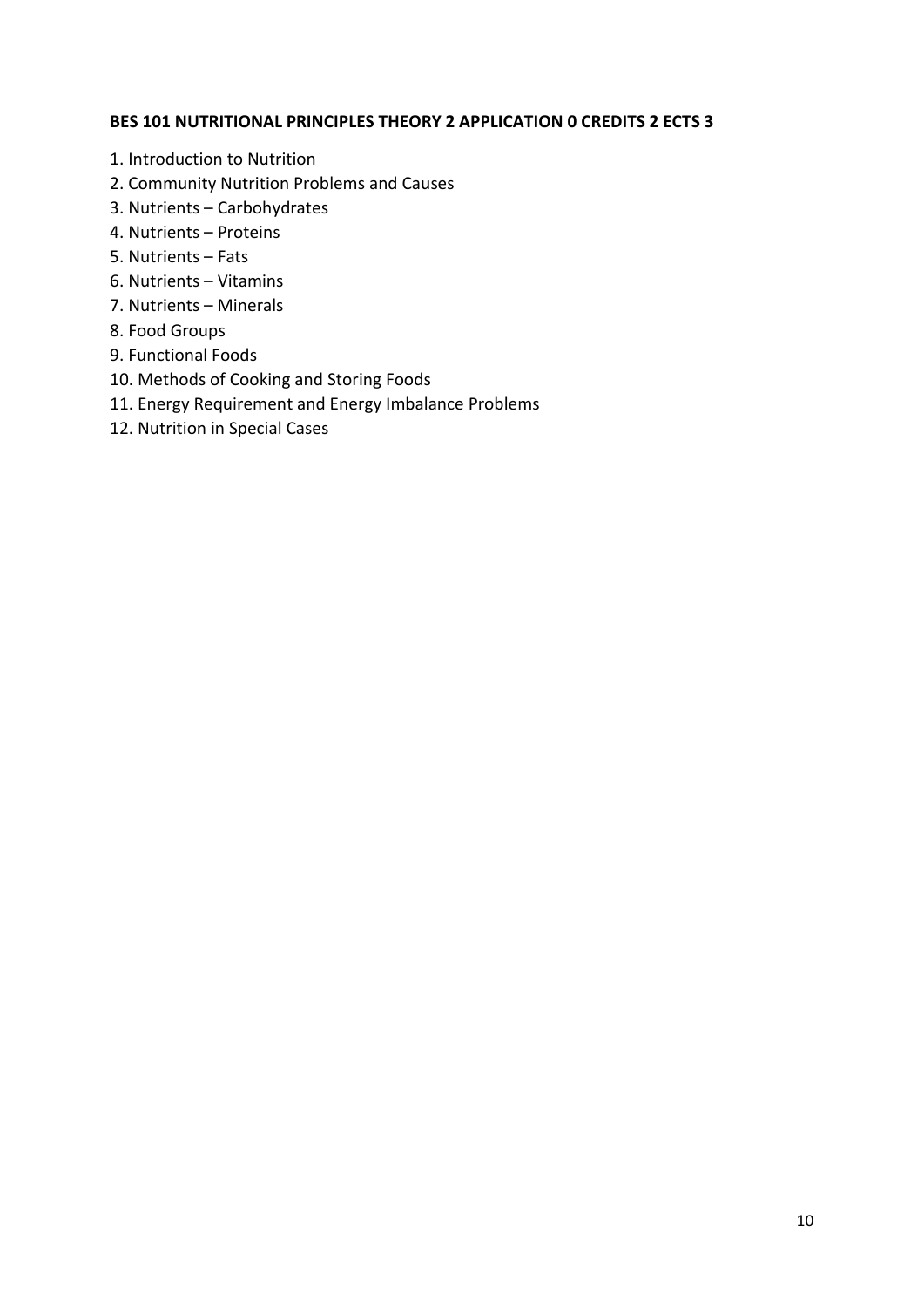**BES 101 NUTRITIONAL PRINCIPLES THEORY 2 APPLICATION 0 CREDITS 2 ECTS 3**

1. Introduction to Nutrition
2. Community Nutrition Problems and Causes
3. Nutrients – Carbohydrates
4. Nutrients – Proteins
5. Nutrients – Fats
6. Nutrients – Vitamins
7. Nutrients – Minerals
8. Food Groups
9. Functional Foods
10. Methods of Cooking and Storing Foods
11. Energy Requirement and Energy Imbalance Problems
12. Nutrition in Special Cases